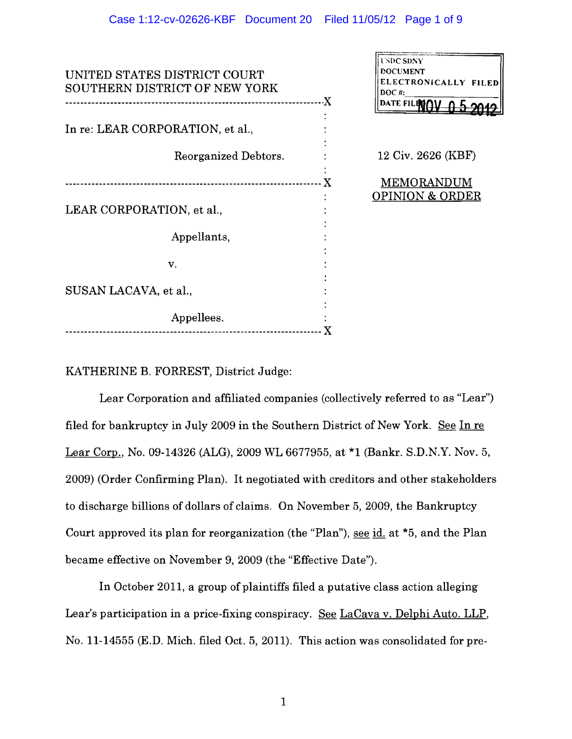UNITED STATES DISTRICT COURT
SOUTHERN DISTRICT OF NEW YORK

USDC SDNY
DOCUMENT
ELECTRONICALLY FILED
DOC #: \_\_\_\_\_\_\_\_\_\_
DATE FILED: NOV 05 2012

---

In re: LEAR CORPORATION, et al.,

Reorganized Debtors.

---

LEAR CORPORATION, et al.,

Appellants,

v.

SUSAN LACAVA, et al.,

Appellees.

---

12 Civ. 2626 (KBF)

MEMORANDUM OPINION & ORDER

KATHERINE B. FORREST, District Judge:

Lear Corporation and affiliated companies (collectively referred to as "Lear") filed for bankruptcy in July 2009 in the Southern District of New York. See In re Lear Corp., No. 09-14326 (ALG), 2009 WL 6677955, at *1 (Bankr. S.D.N.Y. Nov. 5, 2009) (Order Confirming Plan). It negotiated with creditors and other stakeholders to discharge billions of dollars of claims. On November 5, 2009, the Bankruptcy Court approved its plan for reorganization (the "Plan"), see id. at *5, and the Plan became effective on November 9, 2009 (the "Effective Date").

In October 2011, a group of plaintiffs filed a putative class action alleging Lear's participation in a price-fixing conspiracy. See LaCava v. Delphi Auto. LLP, No. 11-14555 (E.D. Mich. filed Oct. 5, 2011). This action was consolidated for pre-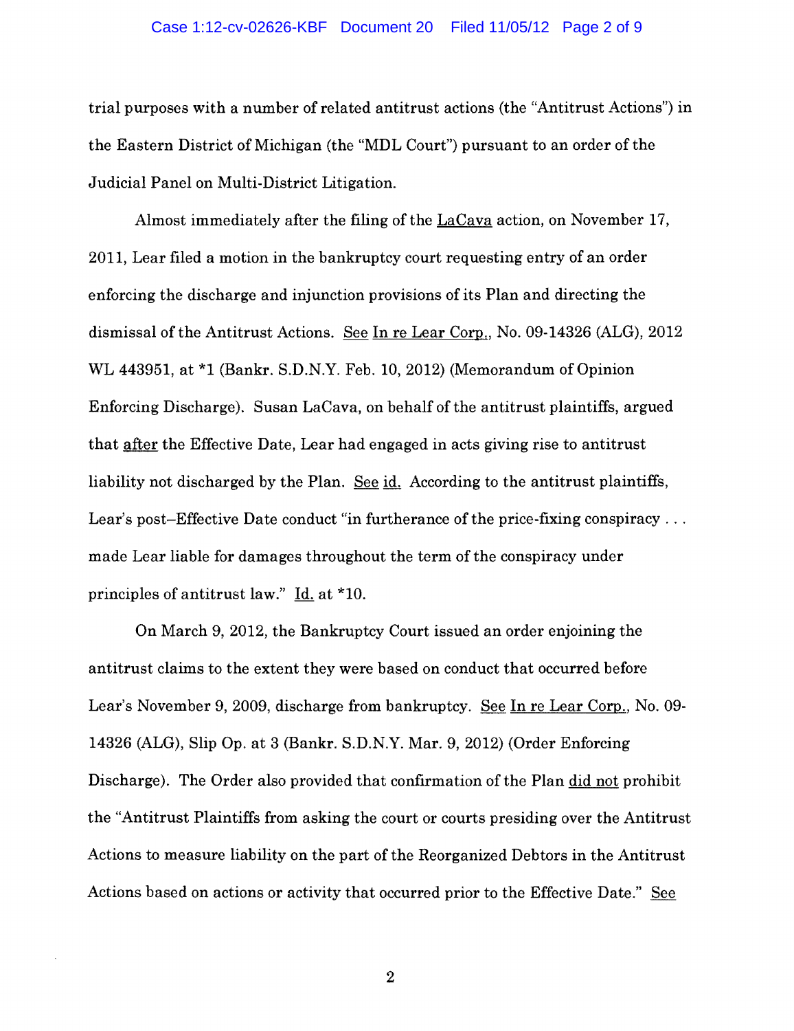trial purposes with a number of related antitrust actions (the "Antitrust Actions") in the Eastern District of Michigan (the "MDL Court") pursuant to an order of the Judicial Panel on Multi-District Litigation.

Almost immediately after the filing of the LaCava action, on November 17, 2011, Lear filed a motion in the bankruptcy court requesting entry of an order enforcing the discharge and injunction provisions of its Plan and directing the dismissal of the Antitrust Actions. See In re Lear Corp., No. 09-14326 (ALG), 2012 WL 443951, at *1 (Bankr. S.D.N.Y. Feb. 10, 2012) (Memorandum of Opinion Enforcing Discharge). Susan LaCava, on behalf of the antitrust plaintiffs, argued that after the Effective Date, Lear had engaged in acts giving rise to antitrust liability not discharged by the Plan. See id. According to the antitrust plaintiffs, Lear's post–Effective Date conduct "in furtherance of the price-fixing conspiracy . . . made Lear liable for damages throughout the term of the conspiracy under principles of antitrust law." Id. at *10.

On March 9, 2012, the Bankruptcy Court issued an order enjoining the antitrust claims to the extent they were based on conduct that occurred before Lear's November 9, 2009, discharge from bankruptcy. See In re Lear Corp., No. 09-14326 (ALG), Slip Op. at 3 (Bankr. S.D.N.Y. Mar. 9, 2012) (Order Enforcing Discharge). The Order also provided that confirmation of the Plan did not prohibit the "Antitrust Plaintiffs from asking the court or courts presiding over the Antitrust Actions to measure liability on the part of the Reorganized Debtors in the Antitrust Actions based on actions or activity that occurred prior to the Effective Date." See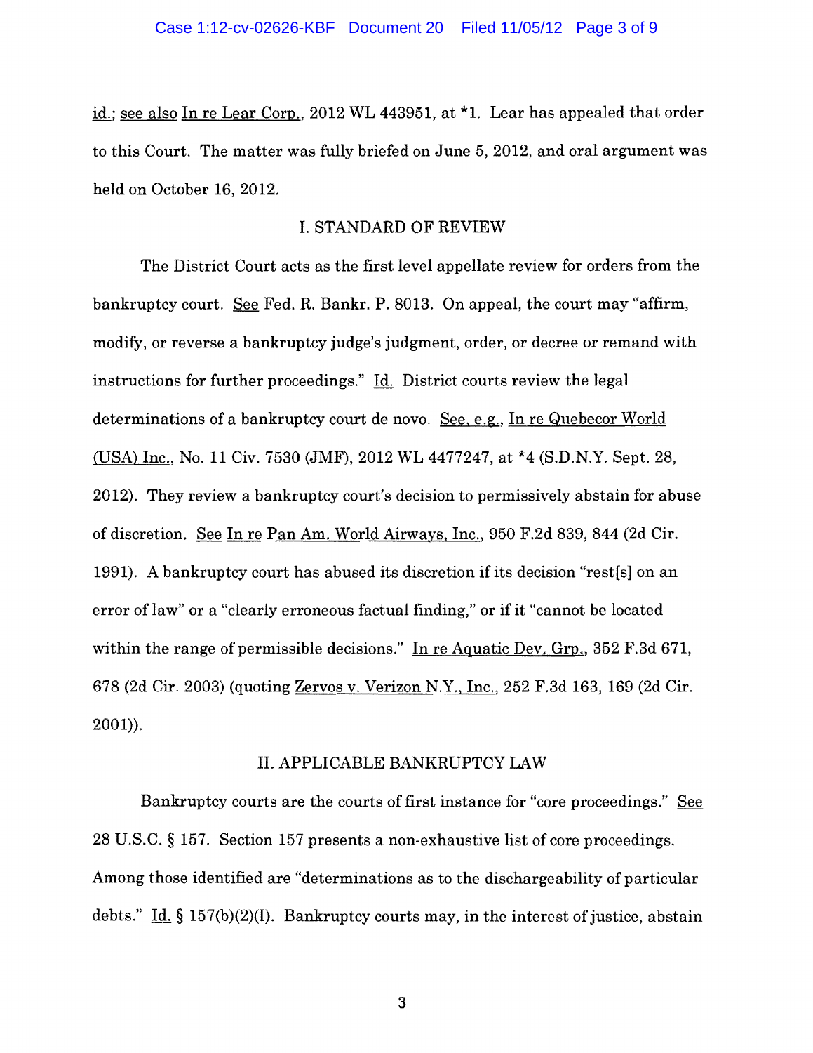id.; see also In re Lear Corp., 2012 WL 443951, at *1. Lear has appealed that order to this Court. The matter was fully briefed on June 5, 2012, and oral argument was held on October 16, 2012.

## I. STANDARD OF REVIEW

The District Court acts as the first level appellate review for orders from the bankruptcy court. See Fed. R. Bankr. P. 8013. On appeal, the court may "affirm, modify, or reverse a bankruptcy judge's judgment, order, or decree or remand with instructions for further proceedings." Id. District courts review the legal determinations of a bankruptcy court de novo. See, e.g., In re Quebecor World (USA) Inc., No. 11 Civ. 7530 (JMF), 2012 WL 4477247, at *4 (S.D.N.Y. Sept. 28, 2012). They review a bankruptcy court's decision to permissively abstain for abuse of discretion. See In re Pan Am. World Airways, Inc., 950 F.2d 839, 844 (2d Cir. 1991). A bankruptcy court has abused its discretion if its decision "rest[s] on an error of law" or a "clearly erroneous factual finding," or if it "cannot be located within the range of permissible decisions." In re Aquatic Dev. Grp., 352 F.3d 671, 678 (2d Cir. 2003) (quoting Zervos v. Verizon N.Y., Inc., 252 F.3d 163, 169 (2d Cir. 2001)).

## II. APPLICABLE BANKRUPTCY LAW

Bankruptcy courts are the courts of first instance for "core proceedings." See 28 U.S.C. § 157. Section 157 presents a non-exhaustive list of core proceedings. Among those identified are "determinations as to the dischargeability of particular debts." Id. § 157(b)(2)(I). Bankruptcy courts may, in the interest of justice, abstain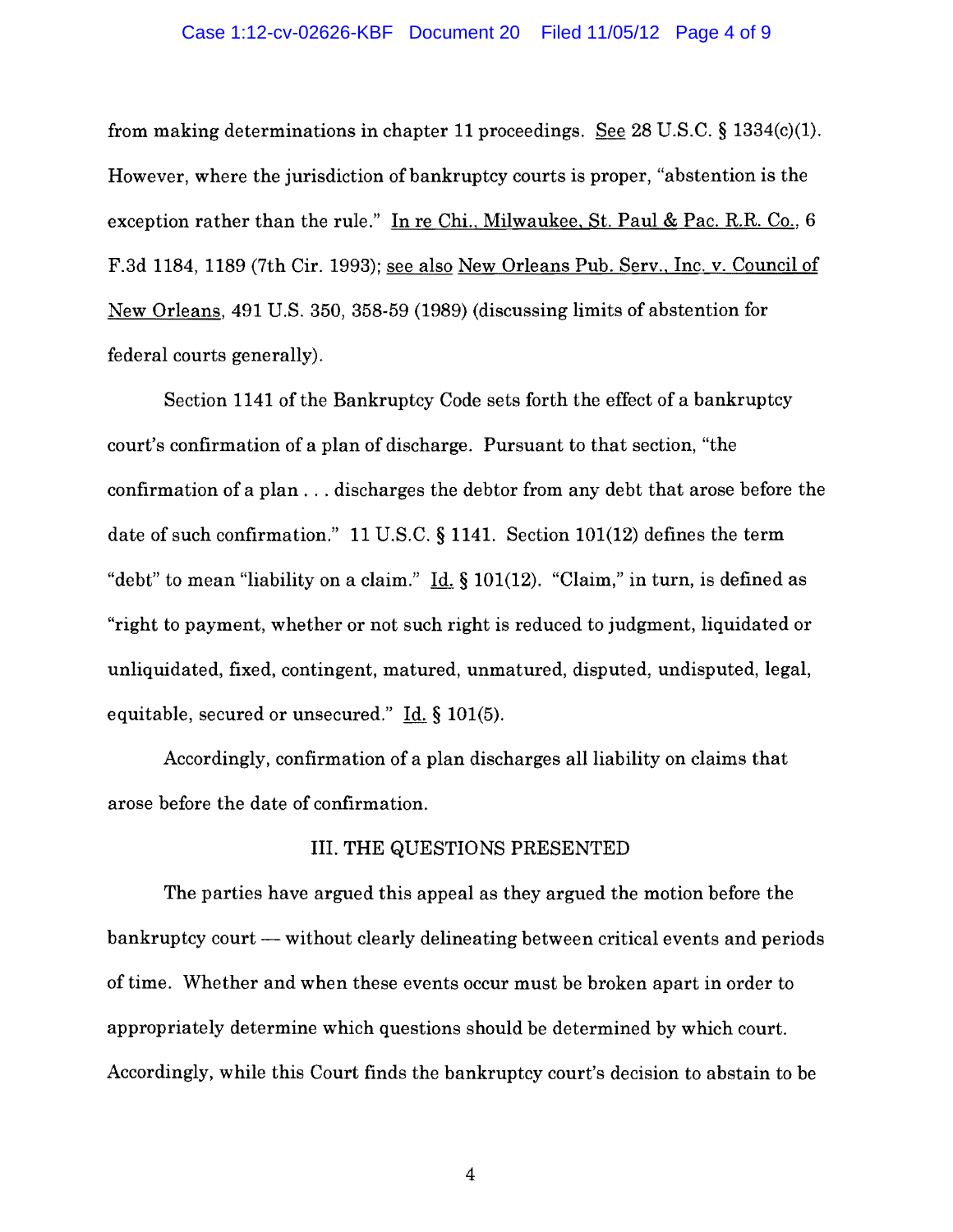from making determinations in chapter 11 proceedings. See 28 U.S.C. § 1334(c)(1). However, where the jurisdiction of bankruptcy courts is proper, "abstention is the exception rather than the rule." In re Chi., Milwaukee, St. Paul & Pac. R.R. Co., 6 F.3d 1184, 1189 (7th Cir. 1993); see also New Orleans Pub. Serv., Inc. v. Council of New Orleans, 491 U.S. 350, 358-59 (1989) (discussing limits of abstention for federal courts generally).

Section 1141 of the Bankruptcy Code sets forth the effect of a bankruptcy court's confirmation of a plan of discharge. Pursuant to that section, "the confirmation of a plan . . . discharges the debtor from any debt that arose before the date of such confirmation." 11 U.S.C. § 1141. Section 101(12) defines the term "debt" to mean "liability on a claim." Id. § 101(12). "Claim," in turn, is defined as "right to payment, whether or not such right is reduced to judgment, liquidated or unliquidated, fixed, contingent, matured, unmatured, disputed, undisputed, legal, equitable, secured or unsecured." Id. § 101(5).

Accordingly, confirmation of a plan discharges all liability on claims that arose before the date of confirmation.

## III. THE QUESTIONS PRESENTED

The parties have argued this appeal as they argued the motion before the bankruptcy court — without clearly delineating between critical events and periods of time. Whether and when these events occur must be broken apart in order to appropriately determine which questions should be determined by which court. Accordingly, while this Court finds the bankruptcy court's decision to abstain to be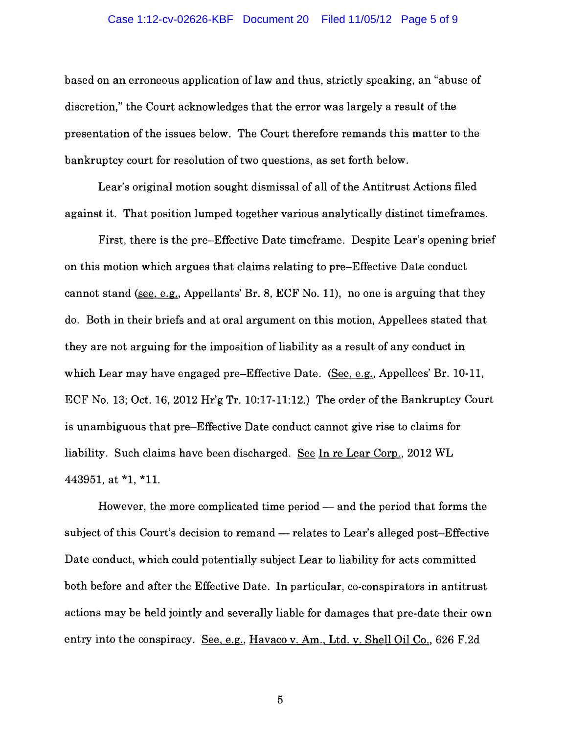based on an erroneous application of law and thus, strictly speaking, an "abuse of discretion," the Court acknowledges that the error was largely a result of the presentation of the issues below. The Court therefore remands this matter to the bankruptcy court for resolution of two questions, as set forth below.

Lear's original motion sought dismissal of all of the Antitrust Actions filed against it. That position lumped together various analytically distinct timeframes.

First, there is the pre–Effective Date timeframe. Despite Lear's opening brief on this motion which argues that claims relating to pre–Effective Date conduct cannot stand (see, e.g., Appellants' Br. 8, ECF No. 11), no one is arguing that they do. Both in their briefs and at oral argument on this motion, Appellees stated that they are not arguing for the imposition of liability as a result of any conduct in which Lear may have engaged pre–Effective Date. (See, e.g., Appellees' Br. 10-11, ECF No. 13; Oct. 16, 2012 Hr'g Tr. 10:17-11:12.) The order of the Bankruptcy Court is unambiguous that pre–Effective Date conduct cannot give rise to claims for liability. Such claims have been discharged. See In re Lear Corp., 2012 WL 443951, at *1, *11.

However, the more complicated time period — and the period that forms the subject of this Court's decision to remand — relates to Lear's alleged post–Effective Date conduct, which could potentially subject Lear to liability for acts committed both before and after the Effective Date. In particular, co-conspirators in antitrust actions may be held jointly and severally liable for damages that pre-date their own entry into the conspiracy. See, e.g., Havaco v. Am., Ltd. v. Shell Oil Co., 626 F.2d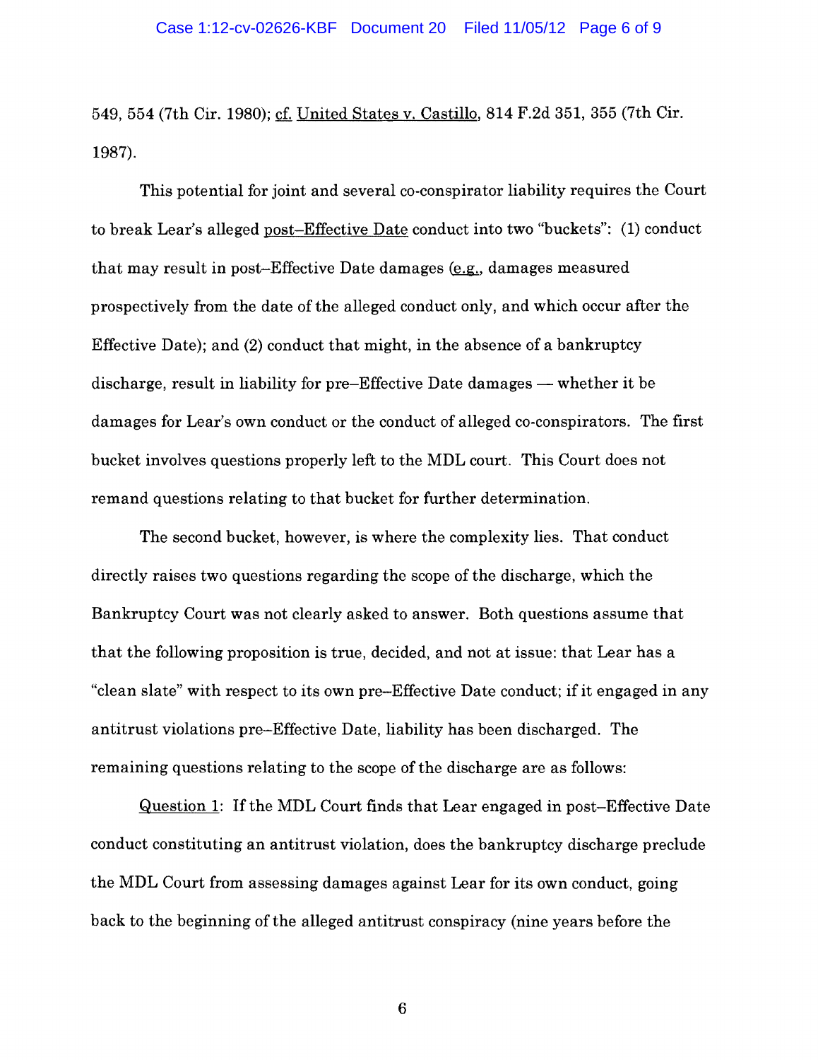549, 554 (7th Cir. 1980); cf. United States v. Castillo, 814 F.2d 351, 355 (7th Cir. 1987).

This potential for joint and several co-conspirator liability requires the Court to break Lear's alleged post–Effective Date conduct into two "buckets": (1) conduct that may result in post–Effective Date damages (e.g., damages measured prospectively from the date of the alleged conduct only, and which occur after the Effective Date); and (2) conduct that might, in the absence of a bankruptcy discharge, result in liability for pre–Effective Date damages — whether it be damages for Lear's own conduct or the conduct of alleged co-conspirators. The first bucket involves questions properly left to the MDL court. This Court does not remand questions relating to that bucket for further determination.

The second bucket, however, is where the complexity lies. That conduct directly raises two questions regarding the scope of the discharge, which the Bankruptcy Court was not clearly asked to answer. Both questions assume that that the following proposition is true, decided, and not at issue: that Lear has a "clean slate" with respect to its own pre–Effective Date conduct; if it engaged in any antitrust violations pre–Effective Date, liability has been discharged. The remaining questions relating to the scope of the discharge are as follows:

Question 1: If the MDL Court finds that Lear engaged in post–Effective Date conduct constituting an antitrust violation, does the bankruptcy discharge preclude the MDL Court from assessing damages against Lear for its own conduct, going back to the beginning of the alleged antitrust conspiracy (nine years before the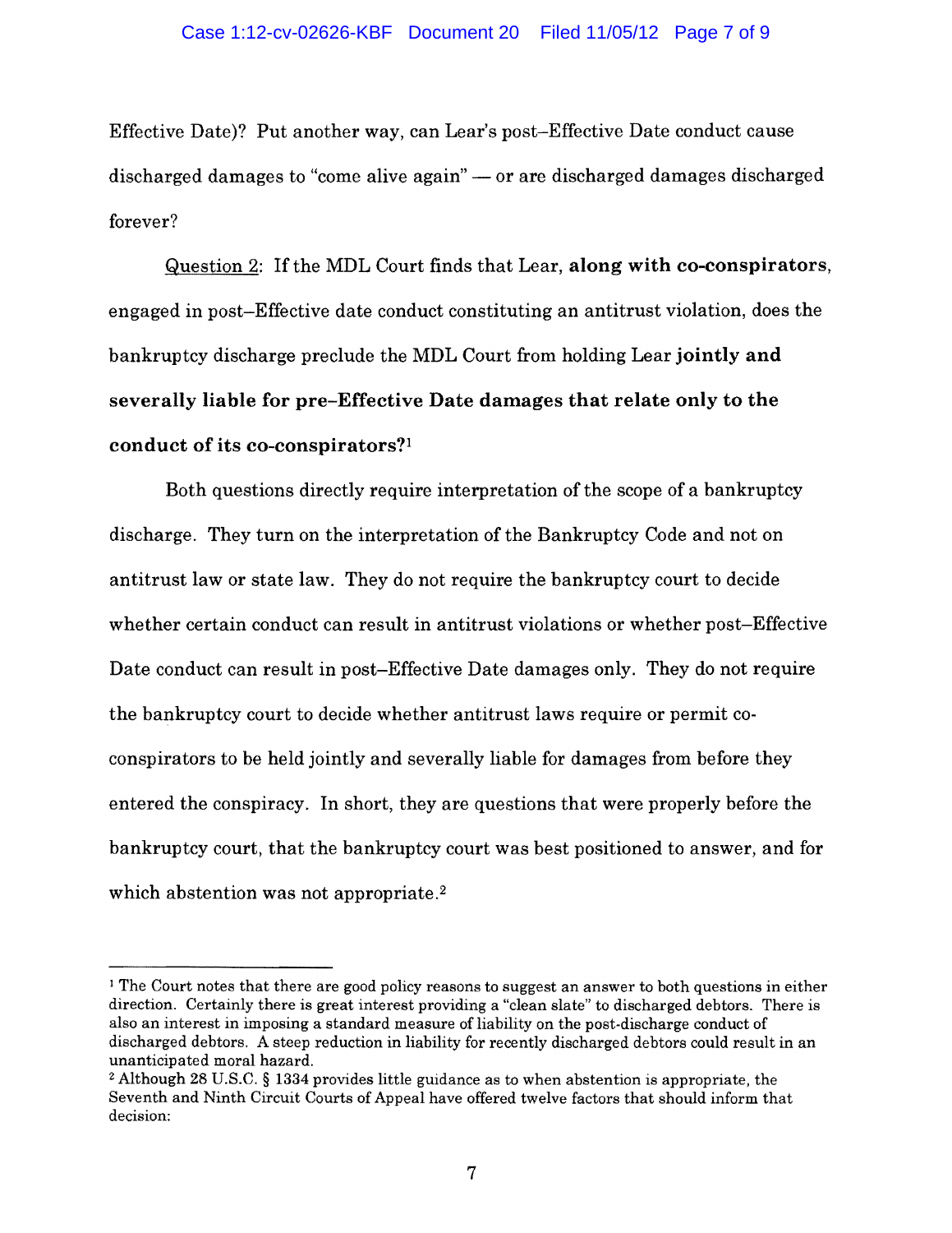Effective Date)? Put another way, can Lear's post–Effective Date conduct cause discharged damages to "come alive again" — or are discharged damages discharged forever?

Question 2: If the MDL Court finds that Lear, **along with co-conspirators**, engaged in post–Effective date conduct constituting an antitrust violation, does the bankruptcy discharge preclude the MDL Court from holding Lear **jointly and severally liable for pre–Effective Date damages that relate only to the conduct of its co-conspirators?**[1]

Both questions directly require interpretation of the scope of a bankruptcy discharge. They turn on the interpretation of the Bankruptcy Code and not on antitrust law or state law. They do not require the bankruptcy court to decide whether certain conduct can result in antitrust violations or whether post–Effective Date conduct can result in post–Effective Date damages only. They do not require the bankruptcy court to decide whether antitrust laws require or permit co-conspirators to be held jointly and severally liable for damages from before they entered the conspiracy. In short, they are questions that were properly before the bankruptcy court, that the bankruptcy court was best positioned to answer, and for which abstention was not appropriate.[2]

---

[1] The Court notes that there are good policy reasons to suggest an answer to both questions in either direction. Certainly there is great interest providing a "clean slate" to discharged debtors. There is also an interest in imposing a standard measure of liability on the post-discharge conduct of discharged debtors. A steep reduction in liability for recently discharged debtors could result in an unanticipated moral hazard.

[2] Although 28 U.S.C. § 1334 provides little guidance as to when abstention is appropriate, the Seventh and Ninth Circuit Courts of Appeal have offered twelve factors that should inform that decision: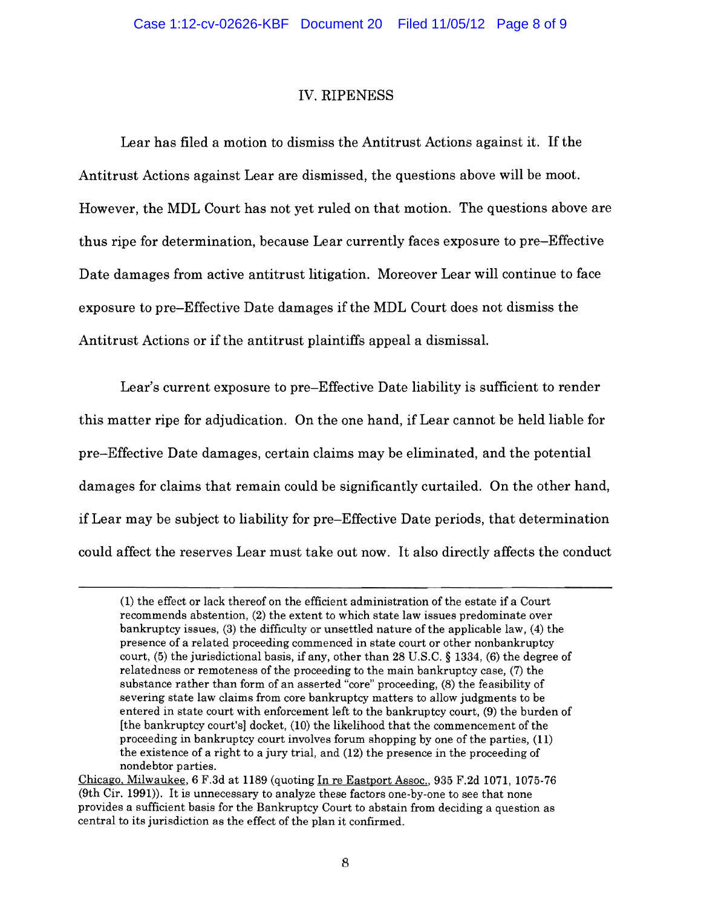## IV. RIPENESS

Lear has filed a motion to dismiss the Antitrust Actions against it. If the Antitrust Actions against Lear are dismissed, the questions above will be moot. However, the MDL Court has not yet ruled on that motion. The questions above are thus ripe for determination, because Lear currently faces exposure to pre–Effective Date damages from active antitrust litigation. Moreover Lear will continue to face exposure to pre–Effective Date damages if the MDL Court does not dismiss the Antitrust Actions or if the antitrust plaintiffs appeal a dismissal.

Lear's current exposure to pre–Effective Date liability is sufficient to render this matter ripe for adjudication. On the one hand, if Lear cannot be held liable for pre–Effective Date damages, certain claims may be eliminated, and the potential damages for claims that remain could be significantly curtailed. On the other hand, if Lear may be subject to liability for pre–Effective Date periods, that determination could affect the reserves Lear must take out now. It also directly affects the conduct

---

(1) the effect or lack thereof on the efficient administration of the estate if a Court recommends abstention, (2) the extent to which state law issues predominate over bankruptcy issues, (3) the difficulty or unsettled nature of the applicable law, (4) the presence of a related proceeding commenced in state court or other nonbankruptcy court, (5) the jurisdictional basis, if any, other than 28 U.S.C. § 1334, (6) the degree of relatedness or remoteness of the proceeding to the main bankruptcy case, (7) the substance rather than form of an asserted "core" proceeding, (8) the feasibility of severing state law claims from core bankruptcy matters to allow judgments to be entered in state court with enforcement left to the bankruptcy court, (9) the burden of [the bankruptcy court's] docket, (10) the likelihood that the commencement of the proceeding in bankruptcy court involves forum shopping by one of the parties, (11) the existence of a right to a jury trial, and (12) the presence in the proceeding of nondebtor parties.

Chicago, Milwaukee, 6 F.3d at 1189 (quoting In re Eastport Assoc., 935 F.2d 1071, 1075-76 (9th Cir. 1991)). It is unnecessary to analyze these factors one-by-one to see that none provides a sufficient basis for the Bankruptcy Court to abstain from deciding a question as central to its jurisdiction as the effect of the plan it confirmed.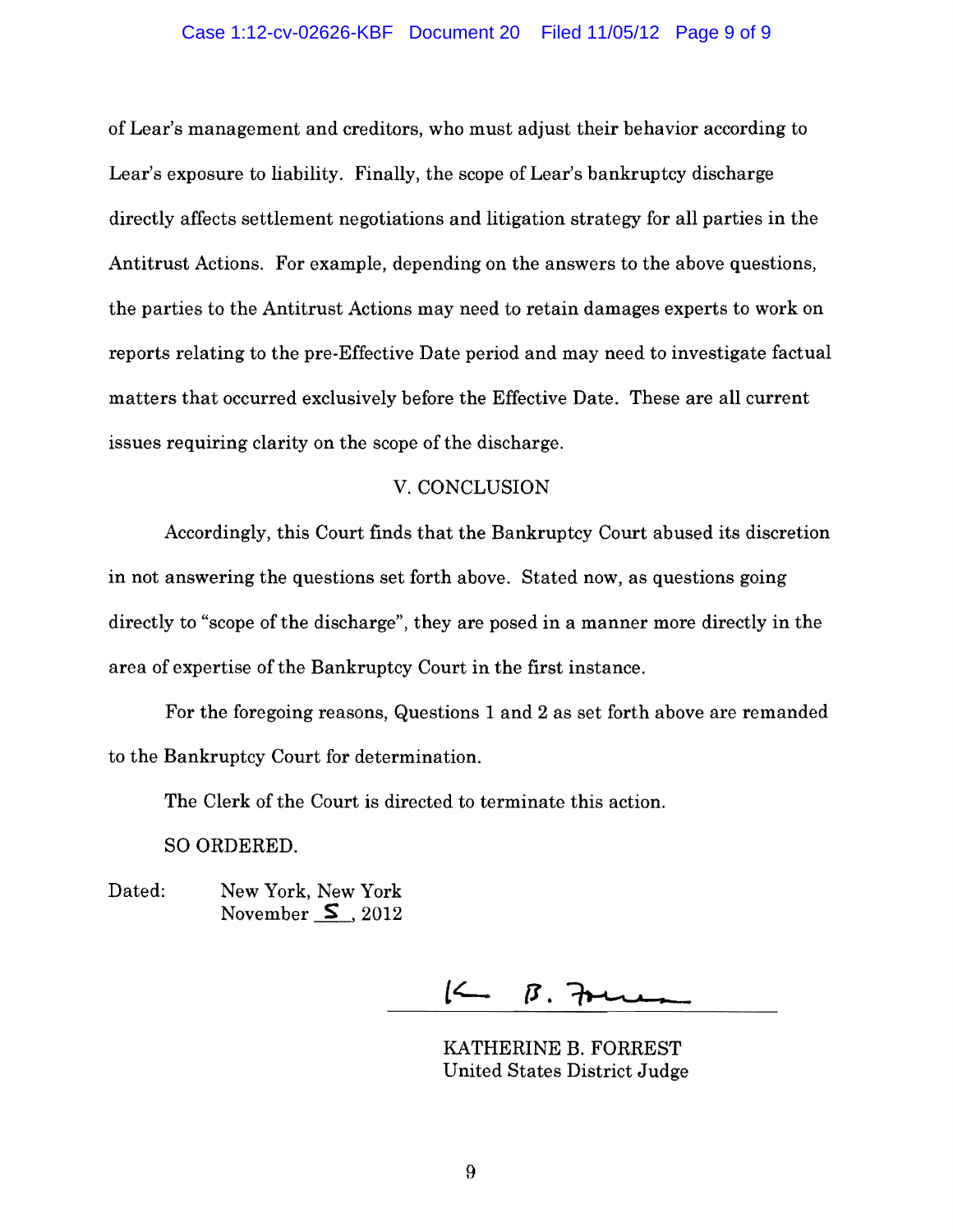of Lear's management and creditors, who must adjust their behavior according to Lear's exposure to liability. Finally, the scope of Lear's bankruptcy discharge directly affects settlement negotiations and litigation strategy for all parties in the Antitrust Actions. For example, depending on the answers to the above questions, the parties to the Antitrust Actions may need to retain damages experts to work on reports relating to the pre-Effective Date period and may need to investigate factual matters that occurred exclusively before the Effective Date. These are all current issues requiring clarity on the scope of the discharge.

## V. CONCLUSION

Accordingly, this Court finds that the Bankruptcy Court abused its discretion in not answering the questions set forth above. Stated now, as questions going directly to "scope of the discharge", they are posed in a manner more directly in the area of expertise of the Bankruptcy Court in the first instance.

For the foregoing reasons, Questions 1 and 2 as set forth above are remanded to the Bankruptcy Court for determination.

The Clerk of the Court is directed to terminate this action.

SO ORDERED.

Dated: New York, New York
November 5, 2012

K. B. Forrest

KATHERINE B. FORREST
United States District Judge